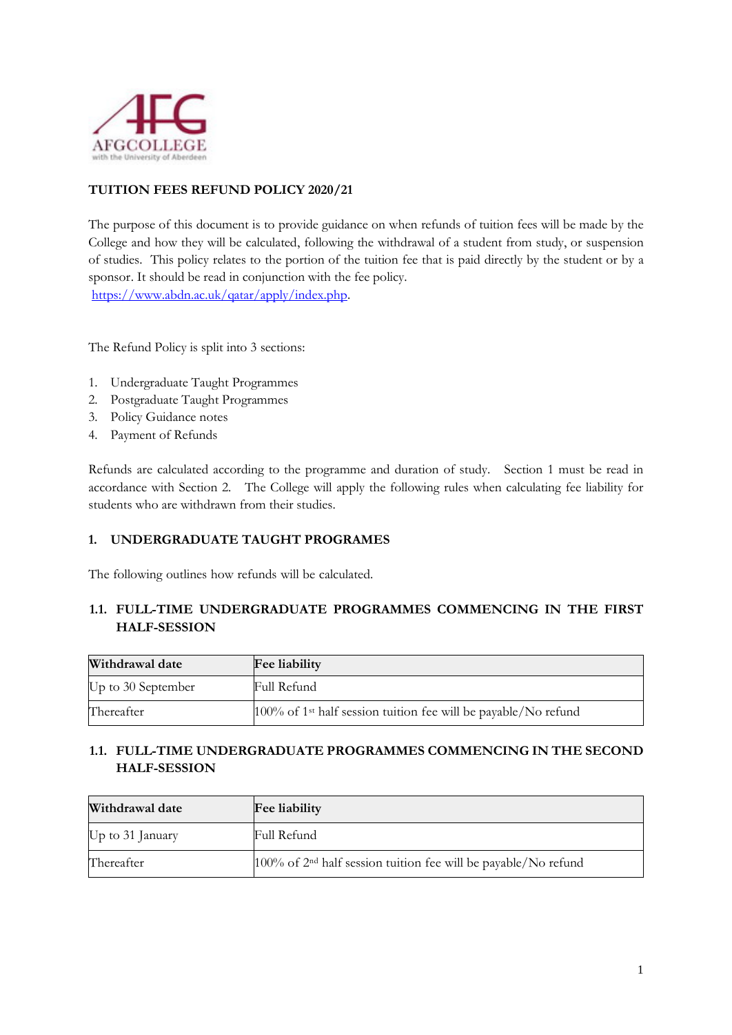AFGCOLLEGE
with the University of Aberdeen

**TUITION FEES REFUND POLICY 2020/21**

The purpose of this document is to provide guidance on when refunds of tuition fees will be made by the College and how they will be calculated, following the withdrawal of a student from study, or suspension of studies. This policy relates to the portion of the tuition fee that is paid directly by the student or by a sponsor. It should be read in conjunction with the fee policy.
https://www.abdn.ac.uk/qatar/apply/index.php.

The Refund Policy is split into 3 sections:

1. Undergraduate Taught Programmes
2. Postgraduate Taught Programmes
3. Policy Guidance notes
4. Payment of Refunds

Refunds are calculated according to the programme and duration of study. Section 1 must be read in accordance with Section 2. The College will apply the following rules when calculating fee liability for students who are withdrawn from their studies.

## 1. UNDERGRADUATE TAUGHT PROGRAMES

The following outlines how refunds will be calculated.

### 1.1. FULL-TIME UNDERGRADUATE PROGRAMMES COMMENCING IN THE FIRST HALF-SESSION

| Withdrawal date | Fee liability |
|---|---|
| Up to 30 September | Full Refund |
| Thereafter | 100% of 1st half session tuition fee will be payable/No refund |

### 1.1. FULL-TIME UNDERGRADUATE PROGRAMMES COMMENCING IN THE SECOND HALF-SESSION

| Withdrawal date | Fee liability |
|---|---|
| Up to 31 January | Full Refund |
| Thereafter | 100% of 2nd half session tuition fee will be payable/No refund |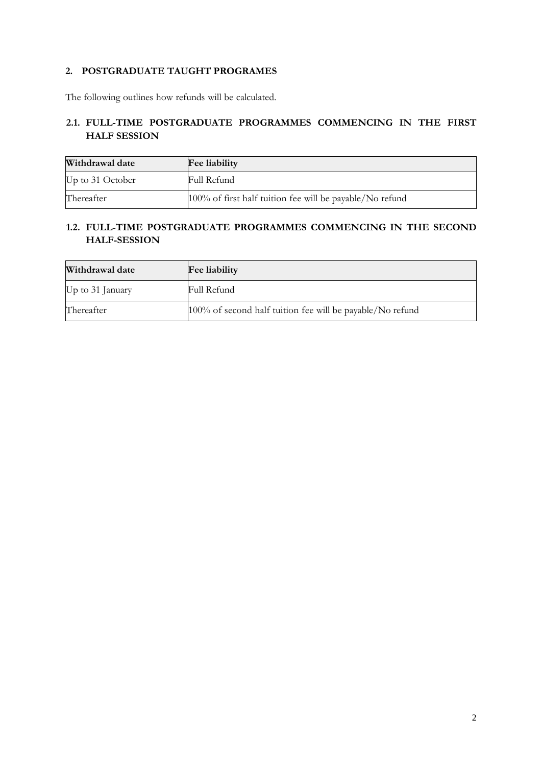## 2. POSTGRADUATE TAUGHT PROGRAMES

The following outlines how refunds will be calculated.

### 2.1. FULL-TIME POSTGRADUATE PROGRAMMES COMMENCING IN THE FIRST HALF SESSION

| Withdrawal date | Fee liability |
|---|---|
| Up to 31 October | Full Refund |
| Thereafter | 100% of first half tuition fee will be payable/No refund |

### 1.2. FULL-TIME POSTGRADUATE PROGRAMMES COMMENCING IN THE SECOND HALF-SESSION

| Withdrawal date | Fee liability |
|---|---|
| Up to 31 January | Full Refund |
| Thereafter | 100% of second half tuition fee will be payable/No refund |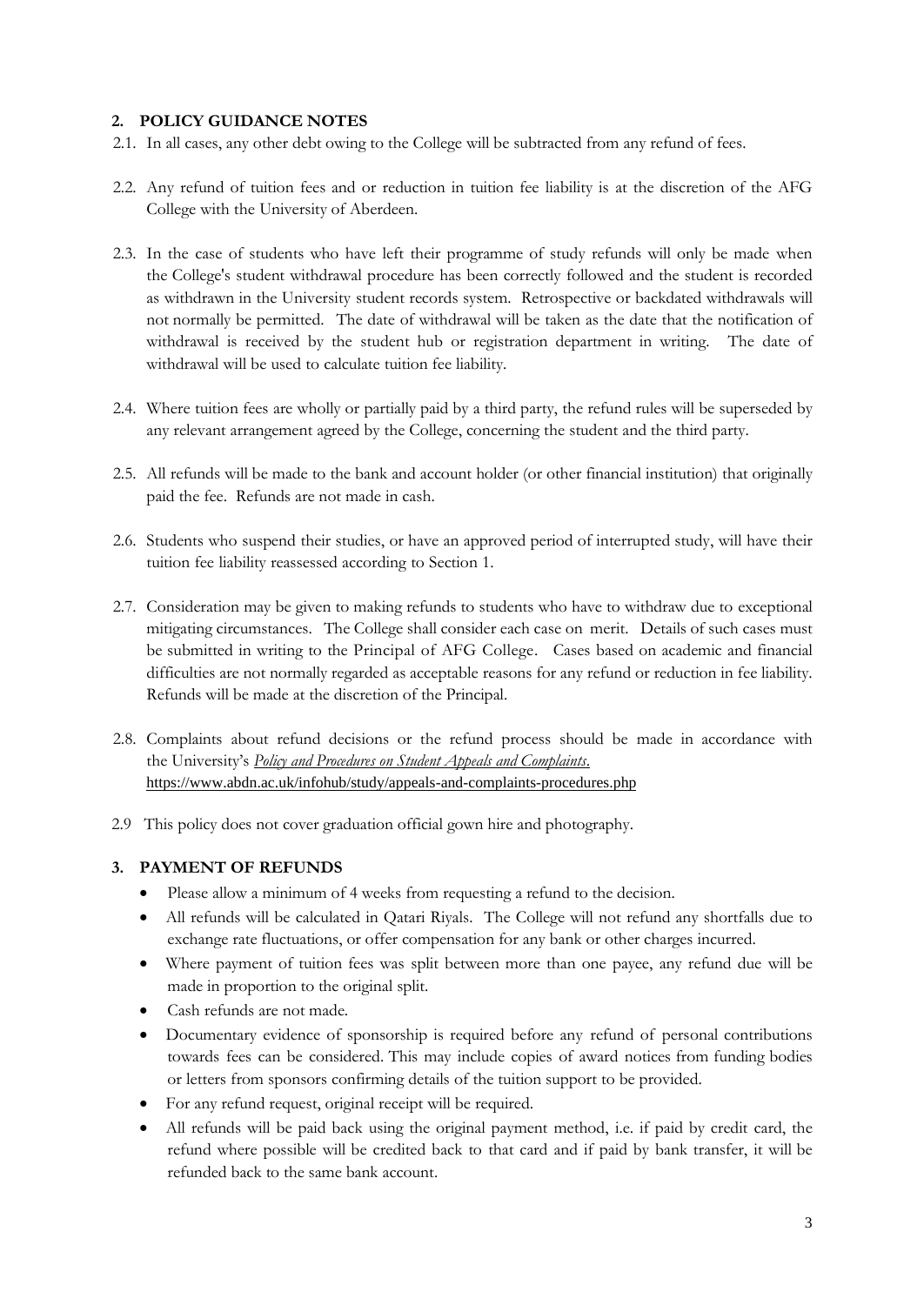## 2. POLICY GUIDANCE NOTES

2.1. In all cases, any other debt owing to the College will be subtracted from any refund of fees.

2.2. Any refund of tuition fees and or reduction in tuition fee liability is at the discretion of the AFG College with the University of Aberdeen.

2.3. In the case of students who have left their programme of study refunds will only be made when the College's student withdrawal procedure has been correctly followed and the student is recorded as withdrawn in the University student records system. Retrospective or backdated withdrawals will not normally be permitted. The date of withdrawal will be taken as the date that the notification of withdrawal is received by the student hub or registration department in writing. The date of withdrawal will be used to calculate tuition fee liability.

2.4. Where tuition fees are wholly or partially paid by a third party, the refund rules will be superseded by any relevant arrangement agreed by the College, concerning the student and the third party.

2.5. All refunds will be made to the bank and account holder (or other financial institution) that originally paid the fee. Refunds are not made in cash.

2.6. Students who suspend their studies, or have an approved period of interrupted study, will have their tuition fee liability reassessed according to Section 1.

2.7. Consideration may be given to making refunds to students who have to withdraw due to exceptional mitigating circumstances. The College shall consider each case on merit. Details of such cases must be submitted in writing to the Principal of AFG College. Cases based on academic and financial difficulties are not normally regarded as acceptable reasons for any refund or reduction in fee liability. Refunds will be made at the discretion of the Principal.

2.8. Complaints about refund decisions or the refund process should be made in accordance with the University's *Policy and Procedures on Student Appeals and Complaints.* https://www.abdn.ac.uk/infohub/study/appeals-and-complaints-procedures.php

2.9 This policy does not cover graduation official gown hire and photography.

## 3. PAYMENT OF REFUNDS

- Please allow a minimum of 4 weeks from requesting a refund to the decision.
- All refunds will be calculated in Qatari Riyals. The College will not refund any shortfalls due to exchange rate fluctuations, or offer compensation for any bank or other charges incurred.
- Where payment of tuition fees was split between more than one payee, any refund due will be made in proportion to the original split.
- Cash refunds are not made.
- Documentary evidence of sponsorship is required before any refund of personal contributions towards fees can be considered. This may include copies of award notices from funding bodies or letters from sponsors confirming details of the tuition support to be provided.
- For any refund request, original receipt will be required.
- All refunds will be paid back using the original payment method, i.e. if paid by credit card, the refund where possible will be credited back to that card and if paid by bank transfer, it will be refunded back to the same bank account.